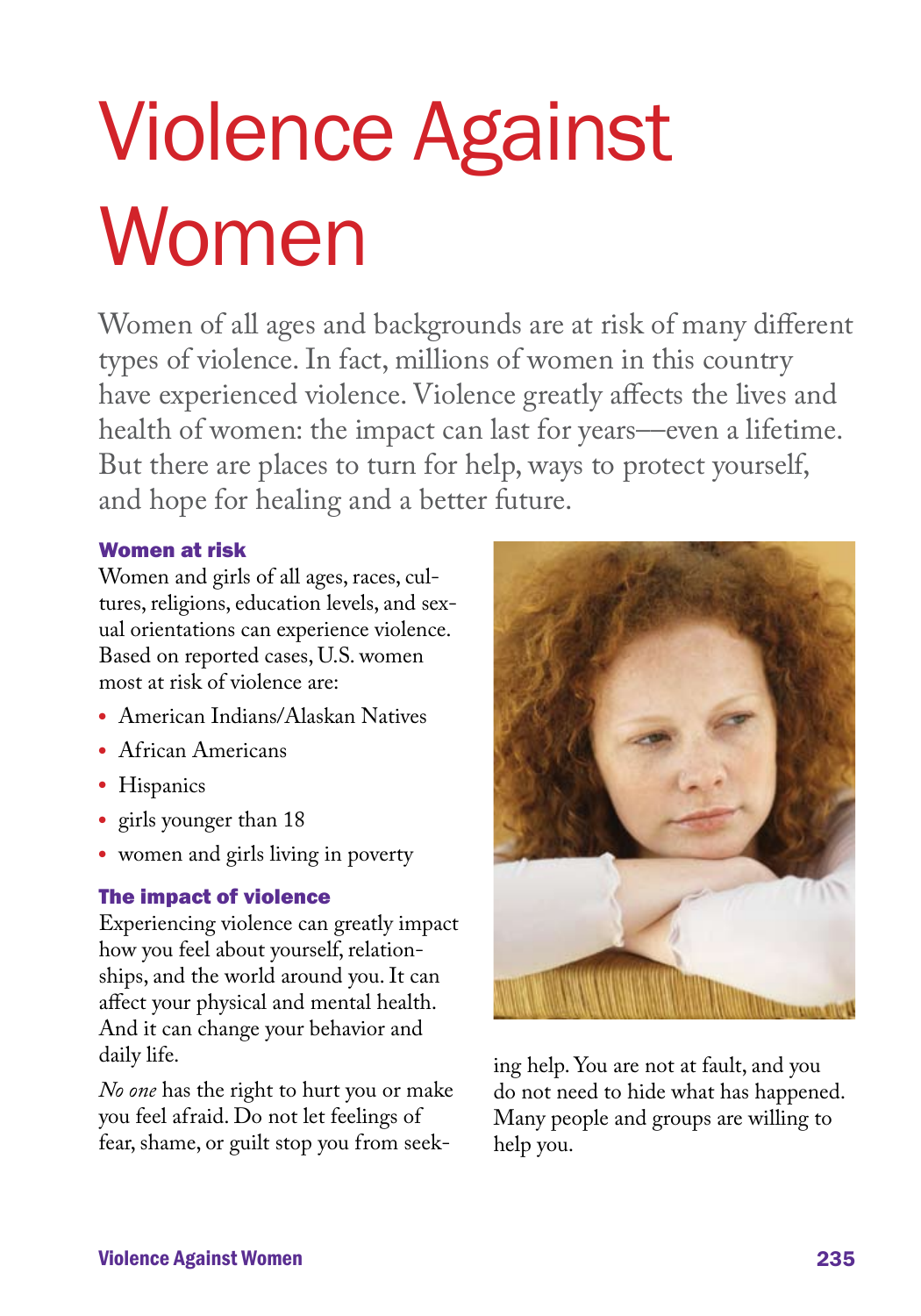# Violence Against Women

Women of all ages and backgrounds are at risk of many different types of violence. In fact, millions of women in this country have experienced violence. Violence greatly affects the lives and health of women: the impact can last for years—even a lifetime. But there are places to turn for help, ways to protect yourself, and hope for healing and a better future.

### Women at risk

Women and girls of all ages, races, cultures, religions, education levels, and sexual orientations can experience violence. Based on reported cases, U.S. women most at risk of violence are:

- American Indians/Alaskan Natives
- African Americans
- Hispanics
- girls younger than 18
- women and girls living in poverty

### The impact of violence

Experiencing violence can greatly impact how you feel about yourself, relationships, and the world around you. It can affect your physical and mental health. And it can change your behavior and daily life.

*No one* has the right to hurt you or make you feel afraid. Do not let feelings of fear, shame, or guilt stop you from seeking help. You are not at fault, and you do not need to hide what has happened. Many people and groups are willing to help you.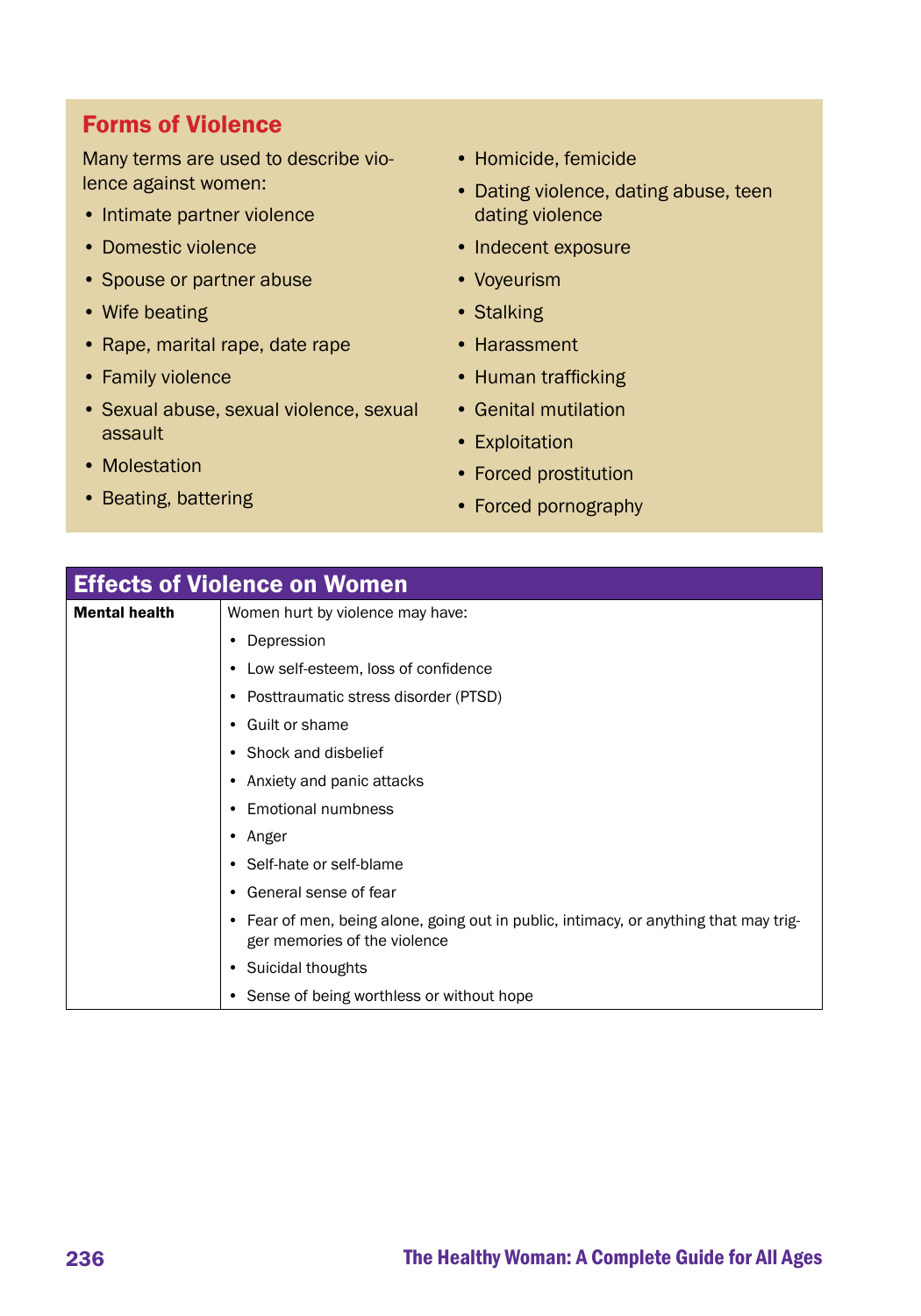## Forms of Violence

Many terms are used to describe violence against women:

- Intimate partner violence
- Domestic violence
- Spouse or partner abuse
- Wife beating
- Rape, marital rape, date rape
- Family violence
- Sexual abuse, sexual violence, sexual assault
- Molestation
- Beating, battering
- Homicide, femicide
- Dating violence, dating abuse, teen dating violence
- Indecent exposure
- Voyeurism
- Stalking
- Harassment
- Human trafficking
- Genital mutilation
- Exploitation
- Forced prostitution
- Forced pornography

## Effects of Violence on Women

| | |
|---|---|
| **Mental health** | Women hurt by violence may have:<br>• Depression<br>• Low self-esteem, loss of confidence<br>• Posttraumatic stress disorder (PTSD)<br>• Guilt or shame<br>• Shock and disbelief<br>• Anxiety and panic attacks<br>• Emotional numbness<br>• Anger<br>• Self-hate or self-blame<br>• General sense of fear<br>• Fear of men, being alone, going out in public, intimacy, or anything that may trigger memories of the violence<br>• Suicidal thoughts<br>• Sense of being worthless or without hope |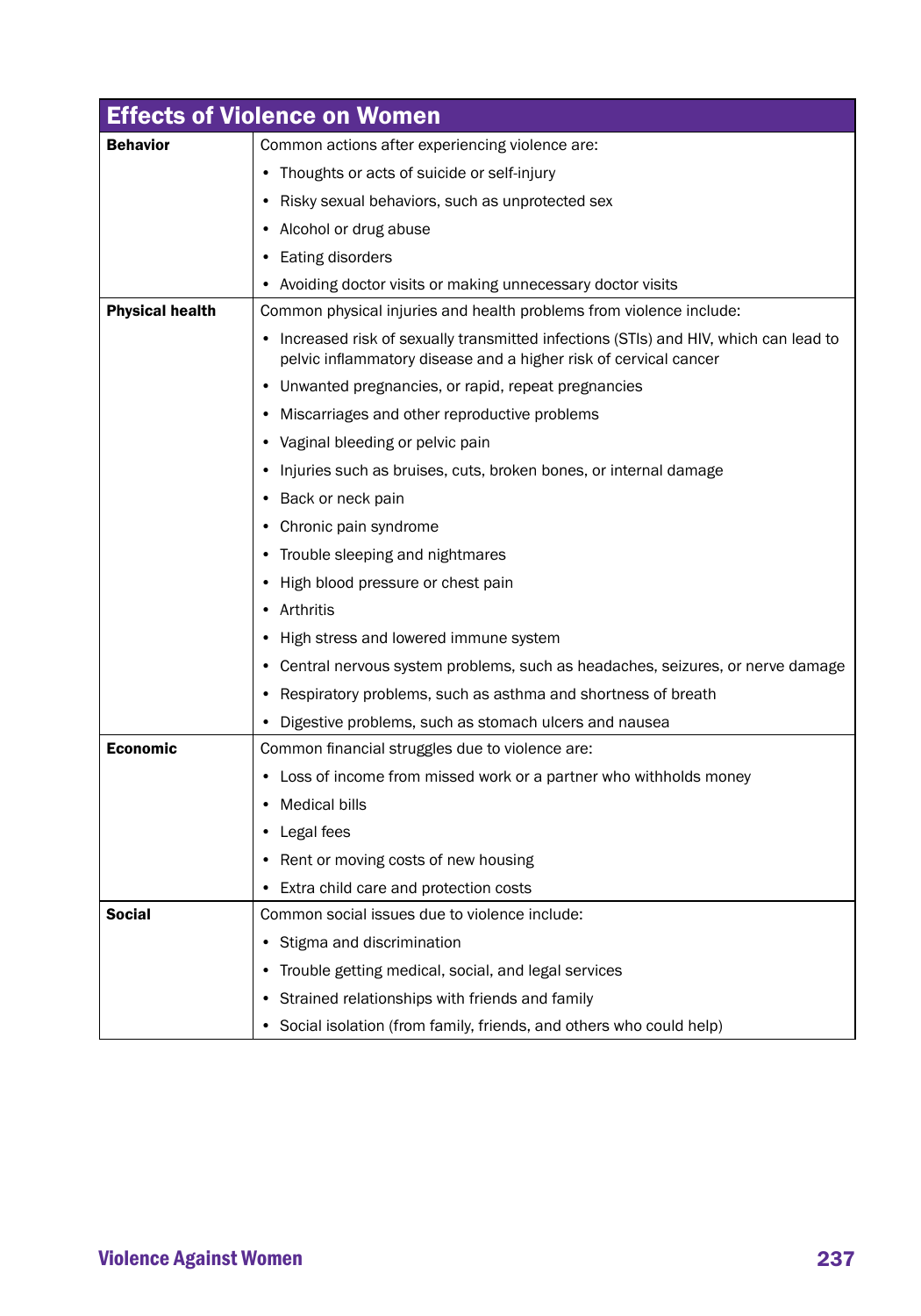## Effects of Violence on Women

| Effects of Violence on Women | |
|---|---|
| **Behavior** | Common actions after experiencing violence are:<br>• Thoughts or acts of suicide or self-injury<br>• Risky sexual behaviors, such as unprotected sex<br>• Alcohol or drug abuse<br>• Eating disorders<br>• Avoiding doctor visits or making unnecessary doctor visits |
| **Physical health** | Common physical injuries and health problems from violence include:<br>• Increased risk of sexually transmitted infections (STIs) and HIV, which can lead to pelvic inflammatory disease and a higher risk of cervical cancer<br>• Unwanted pregnancies, or rapid, repeat pregnancies<br>• Miscarriages and other reproductive problems<br>• Vaginal bleeding or pelvic pain<br>• Injuries such as bruises, cuts, broken bones, or internal damage<br>• Back or neck pain<br>• Chronic pain syndrome<br>• Trouble sleeping and nightmares<br>• High blood pressure or chest pain<br>• Arthritis<br>• High stress and lowered immune system<br>• Central nervous system problems, such as headaches, seizures, or nerve damage<br>• Respiratory problems, such as asthma and shortness of breath<br>• Digestive problems, such as stomach ulcers and nausea |
| **Economic** | Common financial struggles due to violence are:<br>• Loss of income from missed work or a partner who withholds money<br>• Medical bills<br>• Legal fees<br>• Rent or moving costs of new housing<br>• Extra child care and protection costs |
| **Social** | Common social issues due to violence include:<br>• Stigma and discrimination<br>• Trouble getting medical, social, and legal services<br>• Strained relationships with friends and family<br>• Social isolation (from family, friends, and others who could help) |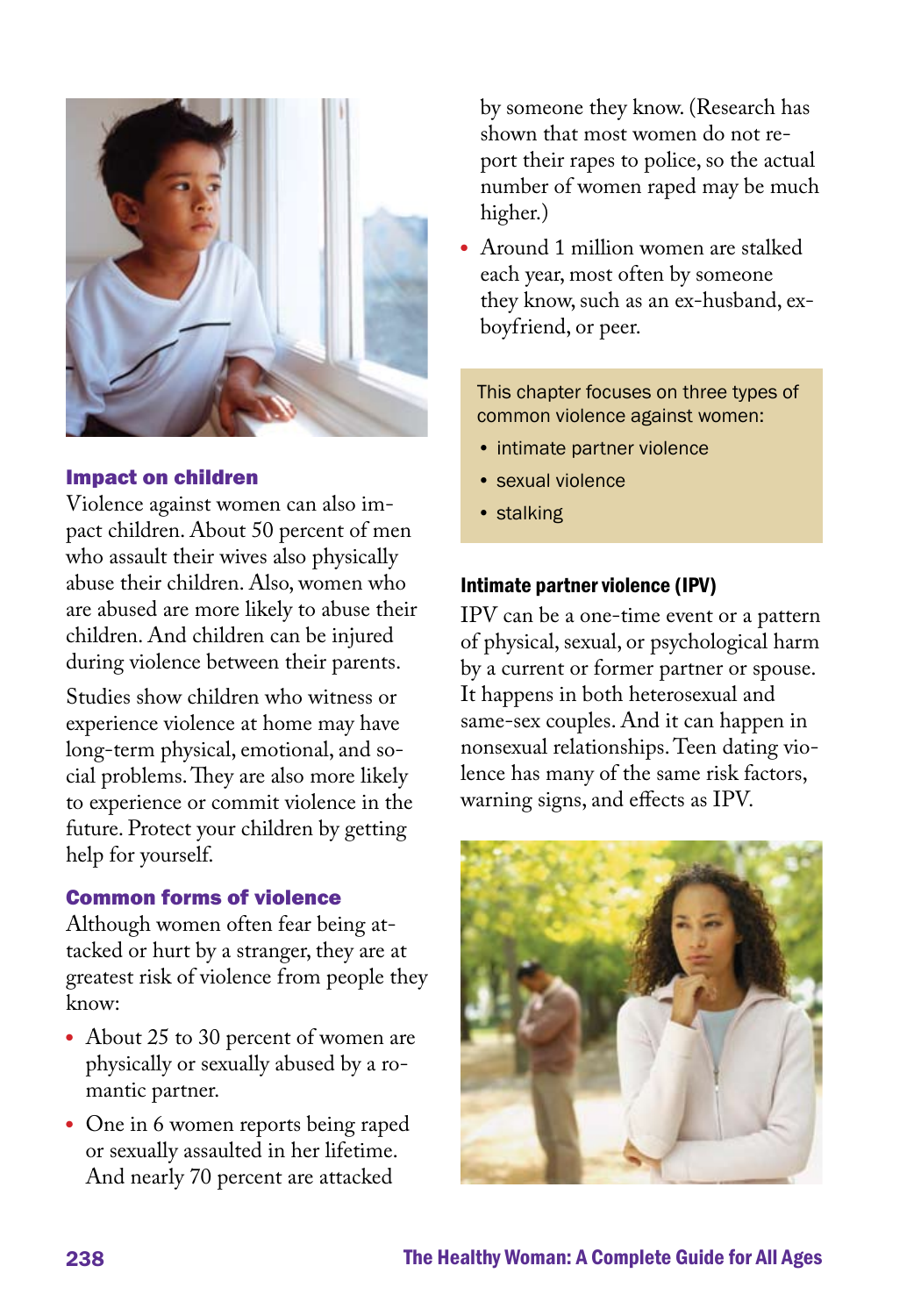### Impact on children

Violence against women can also impact children. About 50 percent of men who assault their wives also physically abuse their children. Also, women who are abused are more likely to abuse their children. And children can be injured during violence between their parents.

Studies show children who witness or experience violence at home may have long-term physical, emotional, and social problems. They are also more likely to experience or commit violence in the future. Protect your children by getting help for yourself.

### Common forms of violence

Although women often fear being attacked or hurt by a stranger, they are at greatest risk of violence from people they know:

- About 25 to 30 percent of women are physically or sexually abused by a romantic partner.
- One in 6 women reports being raped or sexually assaulted in her lifetime. And nearly 70 percent are attacked by someone they know. (Research has shown that most women do not report their rapes to police, so the actual number of women raped may be much higher.)
- Around 1 million women are stalked each year, most often by someone they know, such as an ex-husband, ex-boyfriend, or peer.

> This chapter focuses on three types of common violence against women:
>
> - intimate partner violence
> - sexual violence
> - stalking

### Intimate partner violence (IPV)

IPV can be a one-time event or a pattern of physical, sexual, or psychological harm by a current or former partner or spouse. It happens in both heterosexual and same-sex couples. And it can happen in nonsexual relationships. Teen dating violence has many of the same risk factors, warning signs, and effects as IPV.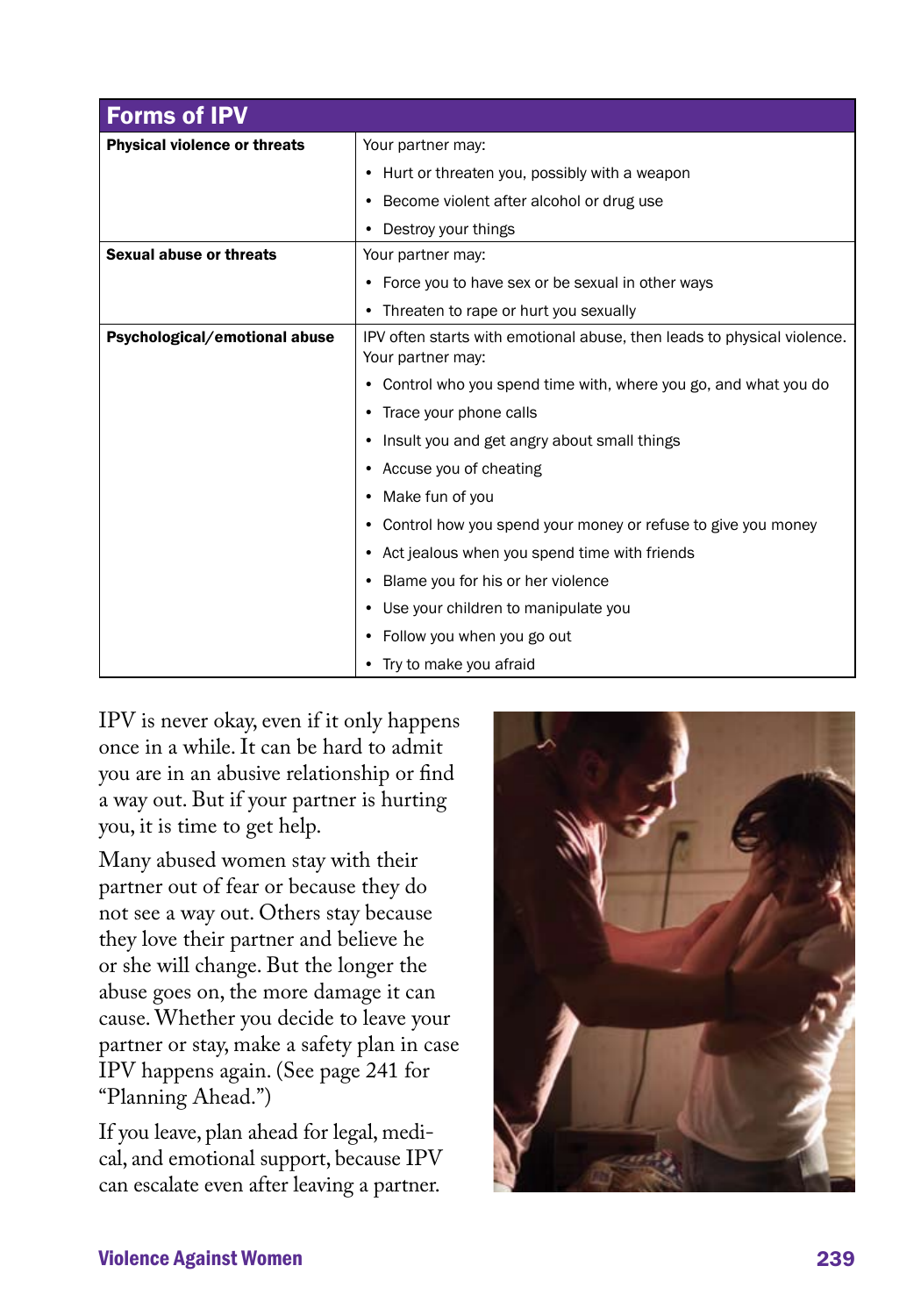| Forms of IPV | |
|---|---|
| **Physical violence or threats** | Your partner may:<br>• Hurt or threaten you, possibly with a weapon<br>• Become violent after alcohol or drug use<br>• Destroy your things |
| **Sexual abuse or threats** | Your partner may:<br>• Force you to have sex or be sexual in other ways<br>• Threaten to rape or hurt you sexually |
| **Psychological/emotional abuse** | IPV often starts with emotional abuse, then leads to physical violence. Your partner may:<br>• Control who you spend time with, where you go, and what you do<br>• Trace your phone calls<br>• Insult you and get angry about small things<br>• Accuse you of cheating<br>• Make fun of you<br>• Control how you spend your money or refuse to give you money<br>• Act jealous when you spend time with friends<br>• Blame you for his or her violence<br>• Use your children to manipulate you<br>• Follow you when you go out<br>• Try to make you afraid |

IPV is never okay, even if it only happens once in a while. It can be hard to admit you are in an abusive relationship or find a way out. But if your partner is hurting you, it is time to get help.

Many abused women stay with their partner out of fear or because they do not see a way out. Others stay because they love their partner and believe he or she will change. But the longer the abuse goes on, the more damage it can cause. Whether you decide to leave your partner or stay, make a safety plan in case IPV happens again. (See page 241 for "Planning Ahead.")

If you leave, plan ahead for legal, medical, and emotional support, because IPV can escalate even after leaving a partner.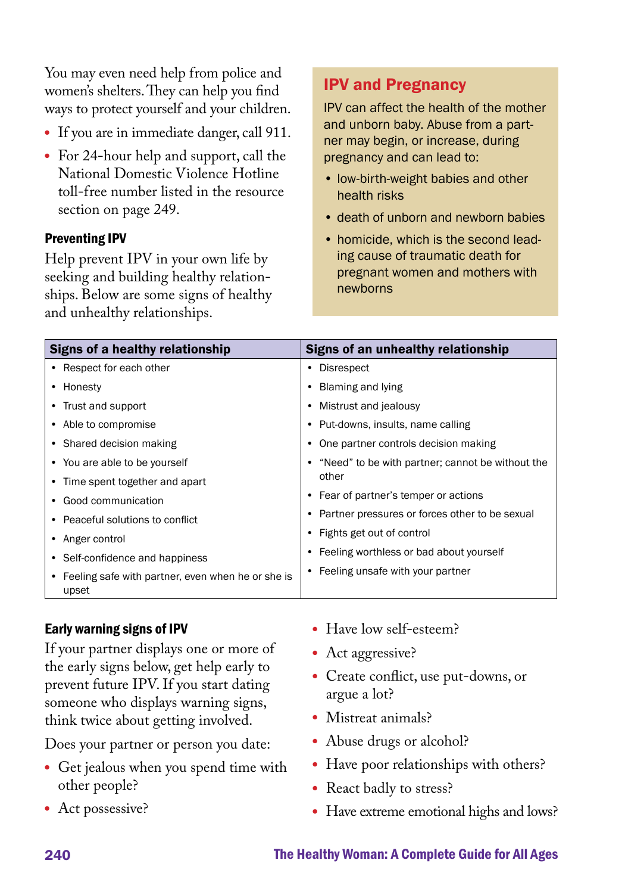You may even need help from police and women's shelters. They can help you find ways to protect yourself and your children.

- If you are in immediate danger, call 911.
- For 24-hour help and support, call the National Domestic Violence Hotline toll-free number listed in the resource section on page 249.

### Preventing IPV

Help prevent IPV in your own life by seeking and building healthy relationships. Below are some signs of healthy and unhealthy relationships.

## IPV and Pregnancy

IPV can affect the health of the mother and unborn baby. Abuse from a partner may begin, or increase, during pregnancy and can lead to:

- low-birth-weight babies and other health risks
- death of unborn and newborn babies
- homicide, which is the second leading cause of traumatic death for pregnant women and mothers with newborns

| Signs of a healthy relationship | Signs of an unhealthy relationship |
| --- | --- |
| • Respect for each other | • Disrespect |
| • Honesty | • Blaming and lying |
| • Trust and support | • Mistrust and jealousy |
| • Able to compromise | • Put-downs, insults, name calling |
| • Shared decision making | • One partner controls decision making |
| • You are able to be yourself | • "Need" to be with partner; cannot be without the other |
| • Time spent together and apart | • Fear of partner's temper or actions |
| • Good communication | • Partner pressures or forces other to be sexual |
| • Peaceful solutions to conflict | • Fights get out of control |
| • Anger control | • Feeling worthless or bad about yourself |
| • Self-confidence and happiness | • Feeling unsafe with your partner |
| • Feeling safe with partner, even when he or she is upset | |

### Early warning signs of IPV

If your partner displays one or more of the early signs below, get help early to prevent future IPV. If you start dating someone who displays warning signs, think twice about getting involved.

Does your partner or person you date:

- Get jealous when you spend time with other people?
- Act possessive?
- Have low self-esteem?
- Act aggressive?
- Create conflict, use put-downs, or argue a lot?
- Mistreat animals?
- Abuse drugs or alcohol?
- Have poor relationships with others?
- React badly to stress?
- Have extreme emotional highs and lows?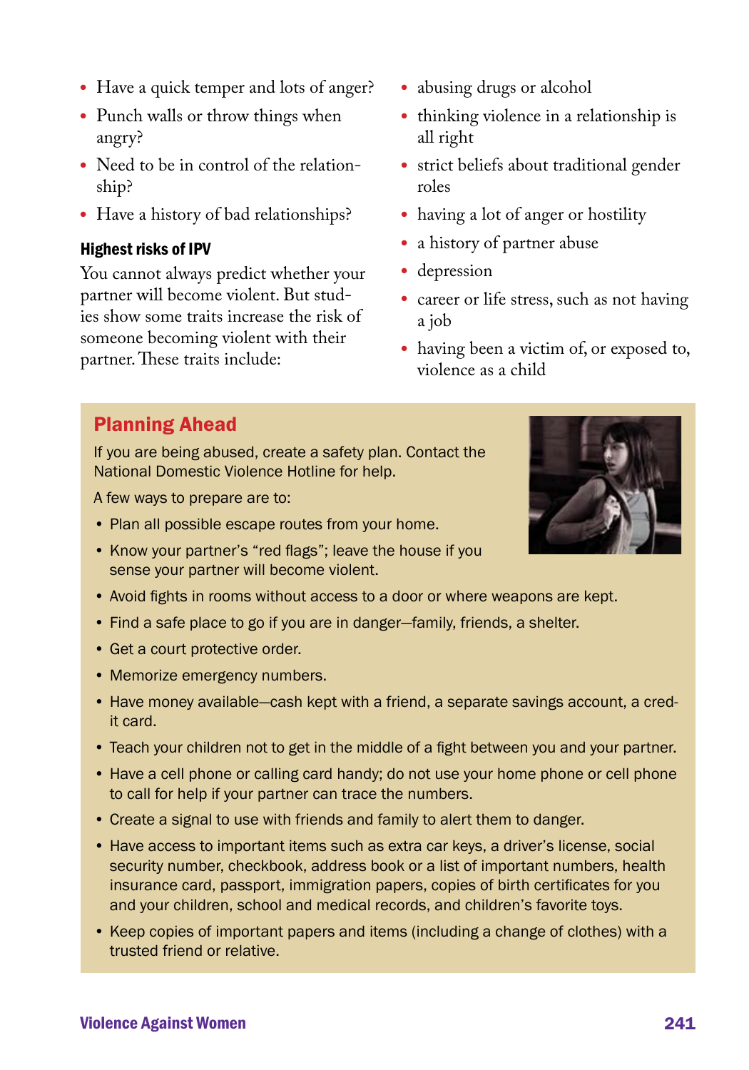- Have a quick temper and lots of anger?
- Punch walls or throw things when angry?
- Need to be in control of the relationship?
- Have a history of bad relationships?

### Highest risks of IPV

You cannot always predict whether your partner will become violent. But studies show some traits increase the risk of someone becoming violent with their partner. These traits include:

- abusing drugs or alcohol
- thinking violence in a relationship is all right
- strict beliefs about traditional gender roles
- having a lot of anger or hostility
- a history of partner abuse
- depression
- career or life stress, such as not having a job
- having been a victim of, or exposed to, violence as a child

## Planning Ahead

If you are being abused, create a safety plan. Contact the National Domestic Violence Hotline for help.

A few ways to prepare are to:

- Plan all possible escape routes from your home.
- Know your partner's "red flags"; leave the house if you sense your partner will become violent.
- Avoid fights in rooms without access to a door or where weapons are kept.
- Find a safe place to go if you are in danger—family, friends, a shelter.
- Get a court protective order.
- Memorize emergency numbers.
- Have money available—cash kept with a friend, a separate savings account, a credit card.
- Teach your children not to get in the middle of a fight between you and your partner.
- Have a cell phone or calling card handy; do not use your home phone or cell phone to call for help if your partner can trace the numbers.
- Create a signal to use with friends and family to alert them to danger.
- Have access to important items such as extra car keys, a driver's license, social security number, checkbook, address book or a list of important numbers, health insurance card, passport, immigration papers, copies of birth certificates for you and your children, school and medical records, and children's favorite toys.
- Keep copies of important papers and items (including a change of clothes) with a trusted friend or relative.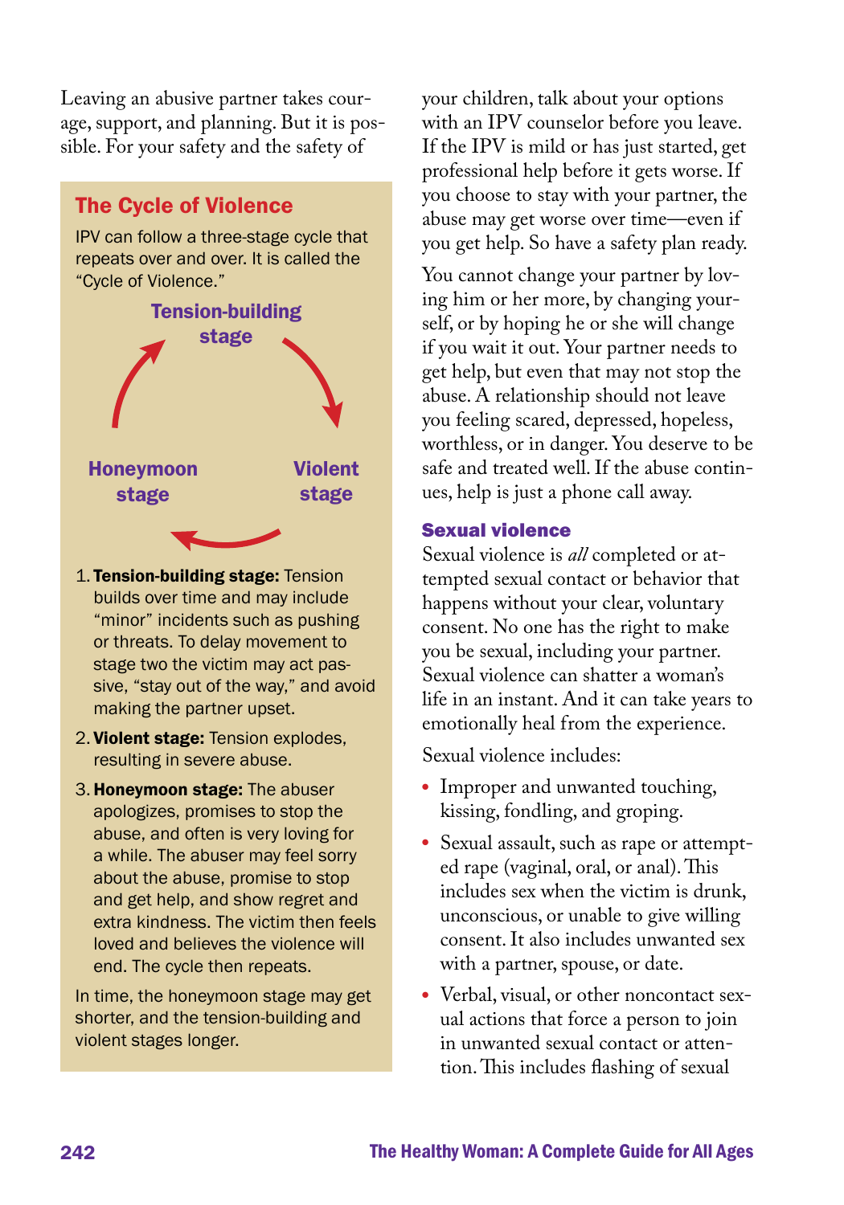Leaving an abusive partner takes courage, support, and planning. But it is possible. For your safety and the safety of your children, talk about your options with an IPV counselor before you leave. If the IPV is mild or has just started, get professional help before it gets worse. If you choose to stay with your partner, the abuse may get worse over time—even if you get help. So have a safety plan ready.

You cannot change your partner by loving him or her more, by changing yourself, or by hoping he or she will change if you wait it out. Your partner needs to get help, but even that may not stop the abuse. A relationship should not leave you feeling scared, depressed, hopeless, worthless, or in danger. You deserve to be safe and treated well. If the abuse continues, help is just a phone call away.

## The Cycle of Violence

IPV can follow a three-stage cycle that repeats over and over. It is called the "Cycle of Violence."

Tension-building stage

Violent stage

Honeymoon stage

1. **Tension-building stage:** Tension builds over time and may include "minor" incidents such as pushing or threats. To delay movement to stage two the victim may act passive, "stay out of the way," and avoid making the partner upset.
2. **Violent stage:** Tension explodes, resulting in severe abuse.
3. **Honeymoon stage:** The abuser apologizes, promises to stop the abuse, and often is very loving for a while. The abuser may feel sorry about the abuse, promise to stop and get help, and show regret and extra kindness. The victim then feels loved and believes the violence will end. The cycle then repeats.

In time, the honeymoon stage may get shorter, and the tension-building and violent stages longer.

### Sexual violence

Sexual violence is *all* completed or attempted sexual contact or behavior that happens without your clear, voluntary consent. No one has the right to make you be sexual, including your partner. Sexual violence can shatter a woman's life in an instant. And it can take years to emotionally heal from the experience.

Sexual violence includes:

- Improper and unwanted touching, kissing, fondling, and groping.
- Sexual assault, such as rape or attempted rape (vaginal, oral, or anal). This includes sex when the victim is drunk, unconscious, or unable to give willing consent. It also includes unwanted sex with a partner, spouse, or date.
- Verbal, visual, or other noncontact sexual actions that force a person to join in unwanted sexual contact or attention. This includes flashing of sexual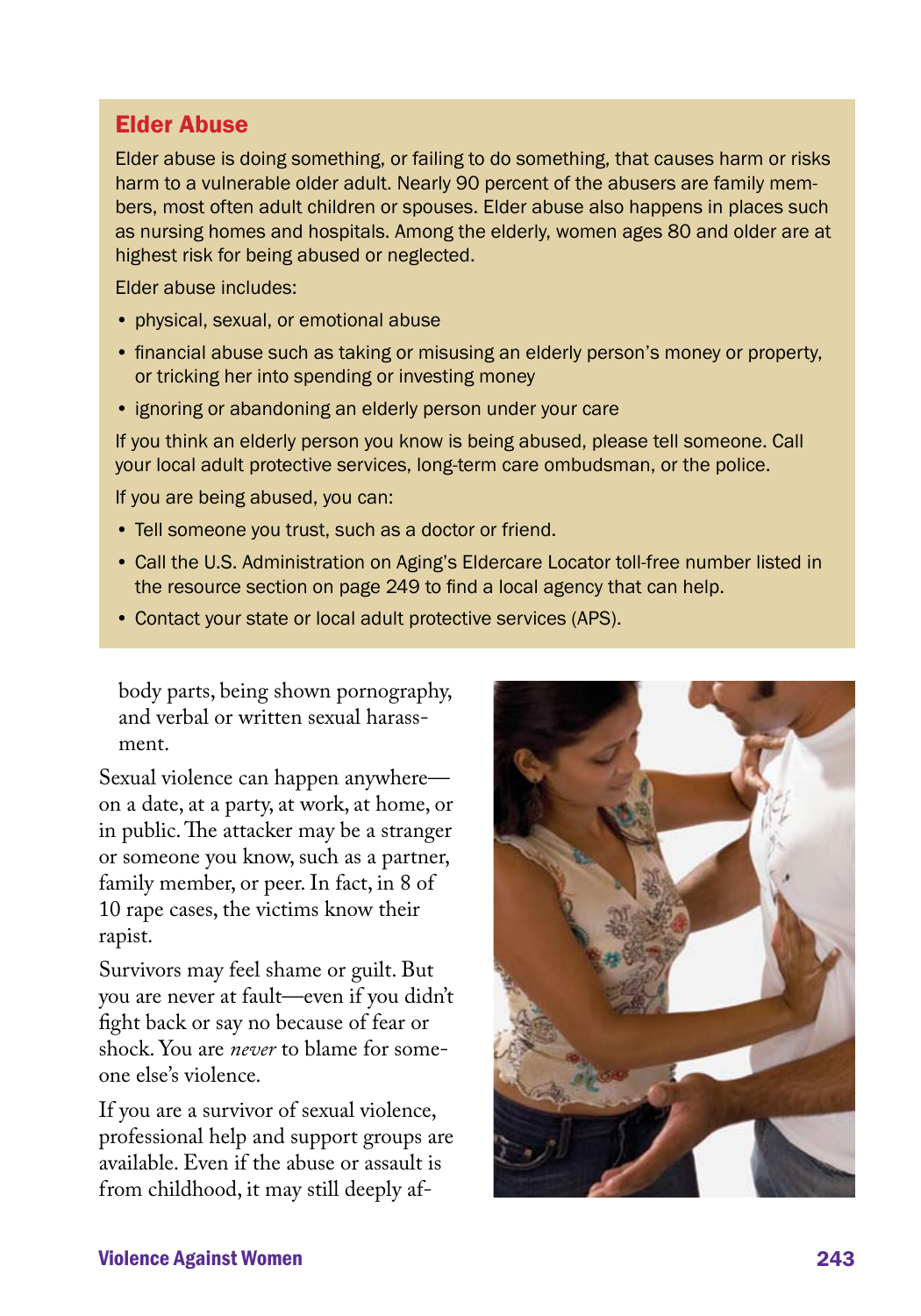## Elder Abuse

Elder abuse is doing something, or failing to do something, that causes harm or risks harm to a vulnerable older adult. Nearly 90 percent of the abusers are family members, most often adult children or spouses. Elder abuse also happens in places such as nursing homes and hospitals. Among the elderly, women ages 80 and older are at highest risk for being abused or neglected.

Elder abuse includes:

- physical, sexual, or emotional abuse
- financial abuse such as taking or misusing an elderly person's money or property, or tricking her into spending or investing money
- ignoring or abandoning an elderly person under your care

If you think an elderly person you know is being abused, please tell someone. Call your local adult protective services, long-term care ombudsman, or the police.

If you are being abused, you can:

- Tell someone you trust, such as a doctor or friend.
- Call the U.S. Administration on Aging's Eldercare Locator toll-free number listed in the resource section on page 249 to find a local agency that can help.
- Contact your state or local adult protective services (APS).

body parts, being shown pornography, and verbal or written sexual harassment.

Sexual violence can happen anywhere—on a date, at a party, at work, at home, or in public. The attacker may be a stranger or someone you know, such as a partner, family member, or peer. In fact, in 8 of 10 rape cases, the victims know their rapist.

Survivors may feel shame or guilt. But you are never at fault—even if you didn't fight back or say no because of fear or shock. You are *never* to blame for someone else's violence.

If you are a survivor of sexual violence, professional help and support groups are available. Even if the abuse or assault is from childhood, it may still deeply af-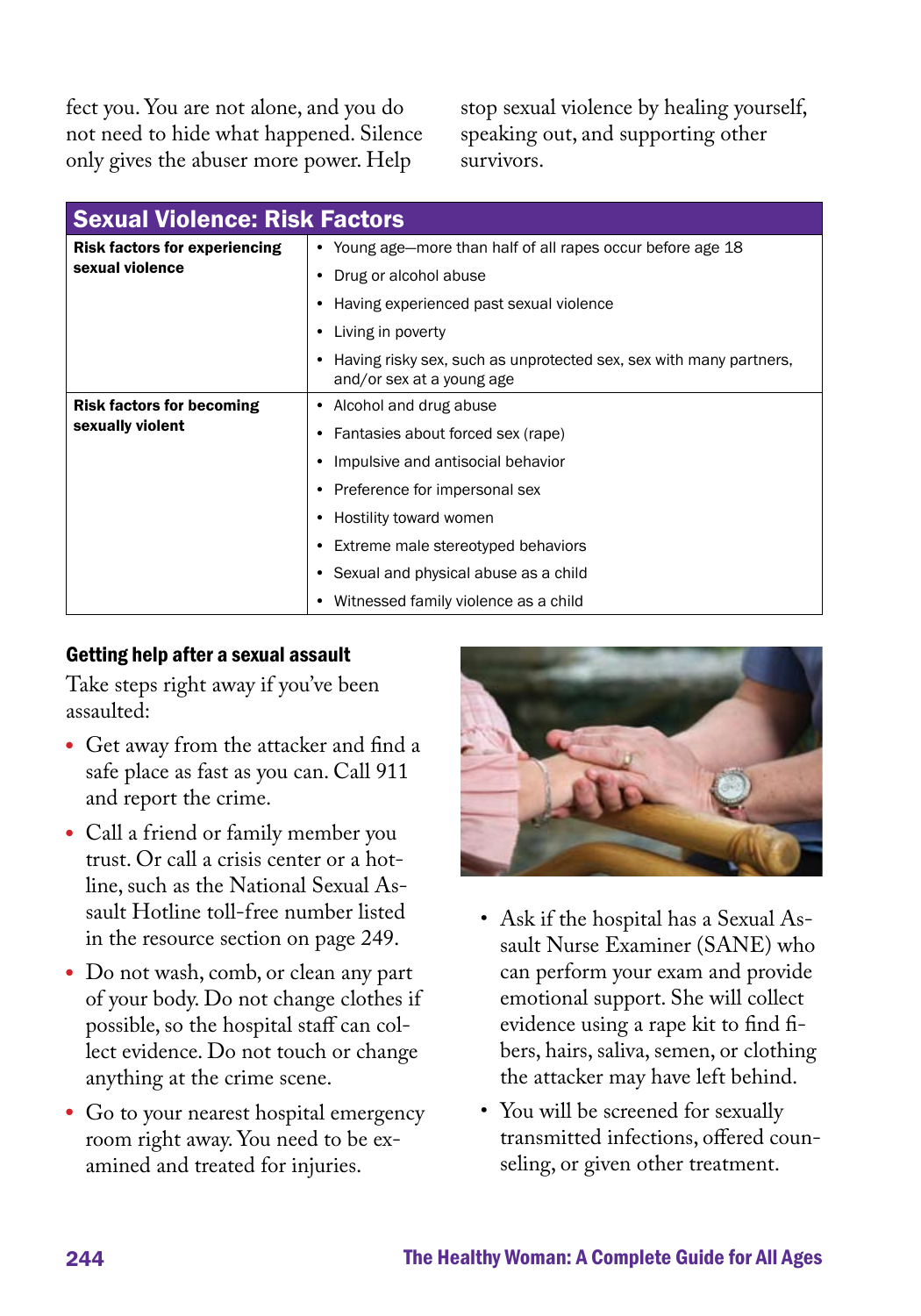fect you. You are not alone, and you do not need to hide what happened. Silence only gives the abuser more power. Help stop sexual violence by healing yourself, speaking out, and supporting other survivors.

| Sexual Violence: Risk Factors | |
|---|---|
| **Risk factors for experiencing sexual violence** | • Young age—more than half of all rapes occur before age 18<br>• Drug or alcohol abuse<br>• Having experienced past sexual violence<br>• Living in poverty<br>• Having risky sex, such as unprotected sex, sex with many partners, and/or sex at a young age |
| **Risk factors for becoming sexually violent** | • Alcohol and drug abuse<br>• Fantasies about forced sex (rape)<br>• Impulsive and antisocial behavior<br>• Preference for impersonal sex<br>• Hostility toward women<br>• Extreme male stereotyped behaviors<br>• Sexual and physical abuse as a child<br>• Witnessed family violence as a child |

### Getting help after a sexual assault

Take steps right away if you've been assaulted:

- Get away from the attacker and find a safe place as fast as you can. Call 911 and report the crime.
- Call a friend or family member you trust. Or call a crisis center or a hotline, such as the National Sexual Assault Hotline toll-free number listed in the resource section on page 249.
- Do not wash, comb, or clean any part of your body. Do not change clothes if possible, so the hospital staff can collect evidence. Do not touch or change anything at the crime scene.
- Go to your nearest hospital emergency room right away. You need to be examined and treated for injuries.
- Ask if the hospital has a Sexual Assault Nurse Examiner (SANE) who can perform your exam and provide emotional support. She will collect evidence using a rape kit to find fibers, hairs, saliva, semen, or clothing the attacker may have left behind.
- You will be screened for sexually transmitted infections, offered counseling, or given other treatment.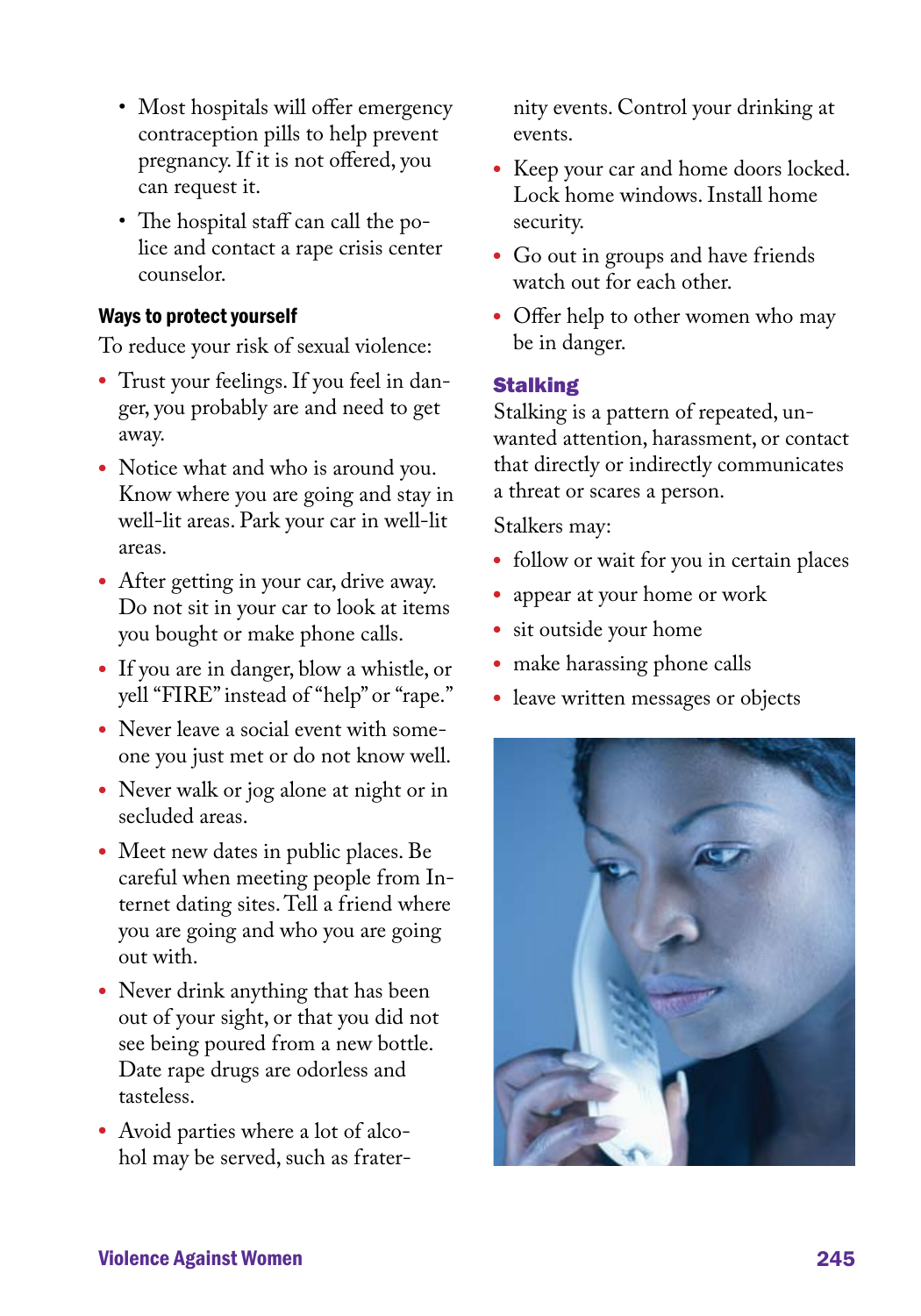- Most hospitals will offer emergency contraception pills to help prevent pregnancy. If it is not offered, you can request it.
- The hospital staff can call the police and contact a rape crisis center counselor.

### Ways to protect yourself

To reduce your risk of sexual violence:

- Trust your feelings. If you feel in danger, you probably are and need to get away.
- Notice what and who is around you. Know where you are going and stay in well-lit areas. Park your car in well-lit areas.
- After getting in your car, drive away. Do not sit in your car to look at items you bought or make phone calls.
- If you are in danger, blow a whistle, or yell "FIRE" instead of "help" or "rape."
- Never leave a social event with someone you just met or do not know well.
- Never walk or jog alone at night or in secluded areas.
- Meet new dates in public places. Be careful when meeting people from Internet dating sites. Tell a friend where you are going and who you are going out with.
- Never drink anything that has been out of your sight, or that you did not see being poured from a new bottle. Date rape drugs are odorless and tasteless.
- Avoid parties where a lot of alcohol may be served, such as fraternity events. Control your drinking at events.
- Keep your car and home doors locked. Lock home windows. Install home security.
- Go out in groups and have friends watch out for each other.
- Offer help to other women who may be in danger.

## Stalking

Stalking is a pattern of repeated, unwanted attention, harassment, or contact that directly or indirectly communicates a threat or scares a person.

Stalkers may:

- follow or wait for you in certain places
- appear at your home or work
- sit outside your home
- make harassing phone calls
- leave written messages or objects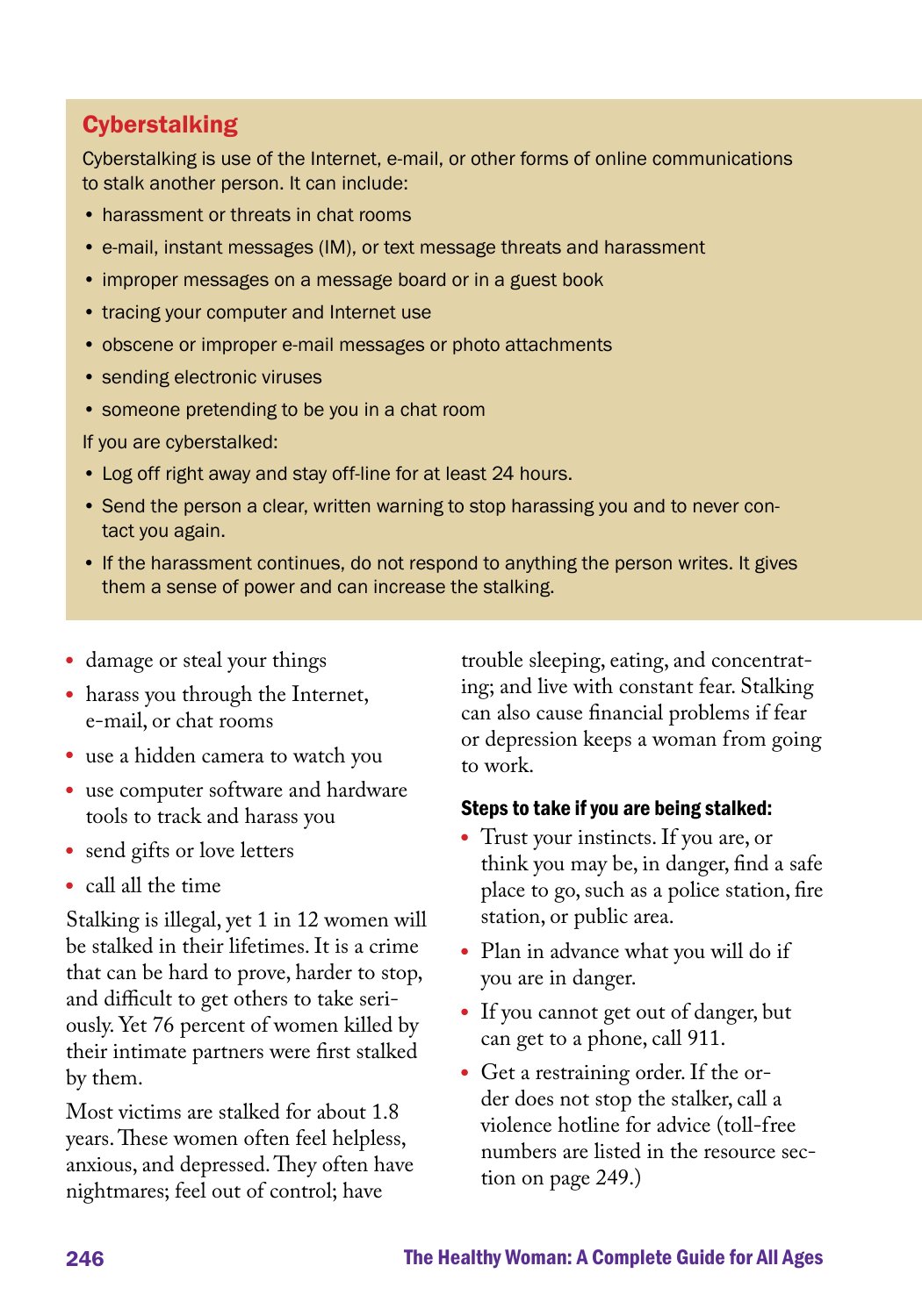## Cyberstalking

Cyberstalking is use of the Internet, e-mail, or other forms of online communications to stalk another person. It can include:

- harassment or threats in chat rooms
- e-mail, instant messages (IM), or text message threats and harassment
- improper messages on a message board or in a guest book
- tracing your computer and Internet use
- obscene or improper e-mail messages or photo attachments
- sending electronic viruses
- someone pretending to be you in a chat room

If you are cyberstalked:

- Log off right away and stay off-line for at least 24 hours.
- Send the person a clear, written warning to stop harassing you and to never contact you again.
- If the harassment continues, do not respond to anything the person writes. It gives them a sense of power and can increase the stalking.

---

- damage or steal your things
- harass you through the Internet, e-mail, or chat rooms
- use a hidden camera to watch you
- use computer software and hardware tools to track and harass you
- send gifts or love letters
- call all the time

Stalking is illegal, yet 1 in 12 women will be stalked in their lifetimes. It is a crime that can be hard to prove, harder to stop, and difficult to get others to take seriously. Yet 76 percent of women killed by their intimate partners were first stalked by them.

Most victims are stalked for about 1.8 years. These women often feel helpless, anxious, and depressed. They often have nightmares; feel out of control; have trouble sleeping, eating, and concentrating; and live with constant fear. Stalking can also cause financial problems if fear or depression keeps a woman from going to work.

**Steps to take if you are being stalked:**

- Trust your instincts. If you are, or think you may be, in danger, find a safe place to go, such as a police station, fire station, or public area.
- Plan in advance what you will do if you are in danger.
- If you cannot get out of danger, but can get to a phone, call 911.
- Get a restraining order. If the order does not stop the stalker, call a violence hotline for advice (toll-free numbers are listed in the resource section on page 249.)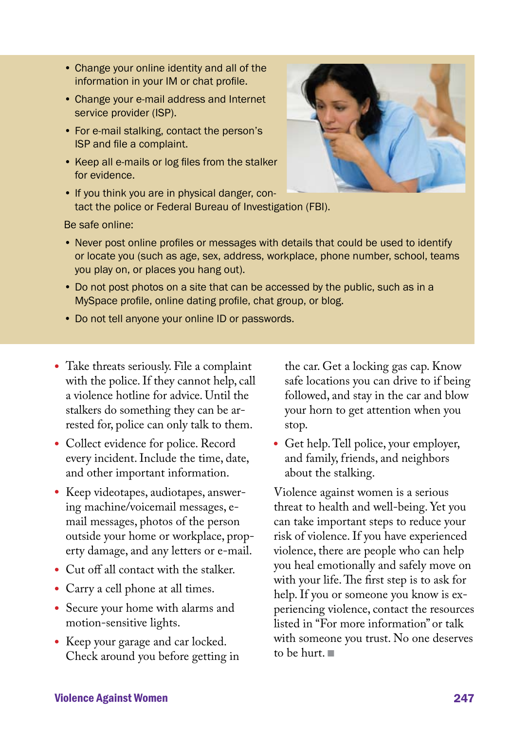- Change your online identity and all of the information in your IM or chat profile.
- Change your e-mail address and Internet service provider (ISP).
- For e-mail stalking, contact the person's ISP and file a complaint.
- Keep all e-mails or log files from the stalker for evidence.
- If you think you are in physical danger, contact the police or Federal Bureau of Investigation (FBI).

Be safe online:

- Never post online profiles or messages with details that could be used to identify or locate you (such as age, sex, address, workplace, phone number, school, teams you play on, or places you hang out).
- Do not post photos on a site that can be accessed by the public, such as in a MySpace profile, online dating profile, chat group, or blog.
- Do not tell anyone your online ID or passwords.

- Take threats seriously. File a complaint with the police. If they cannot help, call a violence hotline for advice. Until the stalkers do something they can be arrested for, police can only talk to them.
- Collect evidence for police. Record every incident. Include the time, date, and other important information.
- Keep videotapes, audiotapes, answering machine/voicemail messages, e-mail messages, photos of the person outside your home or workplace, property damage, and any letters or e-mail.
- Cut off all contact with the stalker.
- Carry a cell phone at all times.
- Secure your home with alarms and motion-sensitive lights.
- Keep your garage and car locked. Check around you before getting in the car. Get a locking gas cap. Know safe locations you can drive to if being followed, and stay in the car and blow your horn to get attention when you stop.
- Get help. Tell police, your employer, and family, friends, and neighbors about the stalking.

Violence against women is a serious threat to health and well-being. Yet you can take important steps to reduce your risk of violence. If you have experienced violence, there are people who can help you heal emotionally and safely move on with your life. The first step is to ask for help. If you or someone you know is experiencing violence, contact the resources listed in "For more information" or talk with someone you trust. No one deserves to be hurt. ■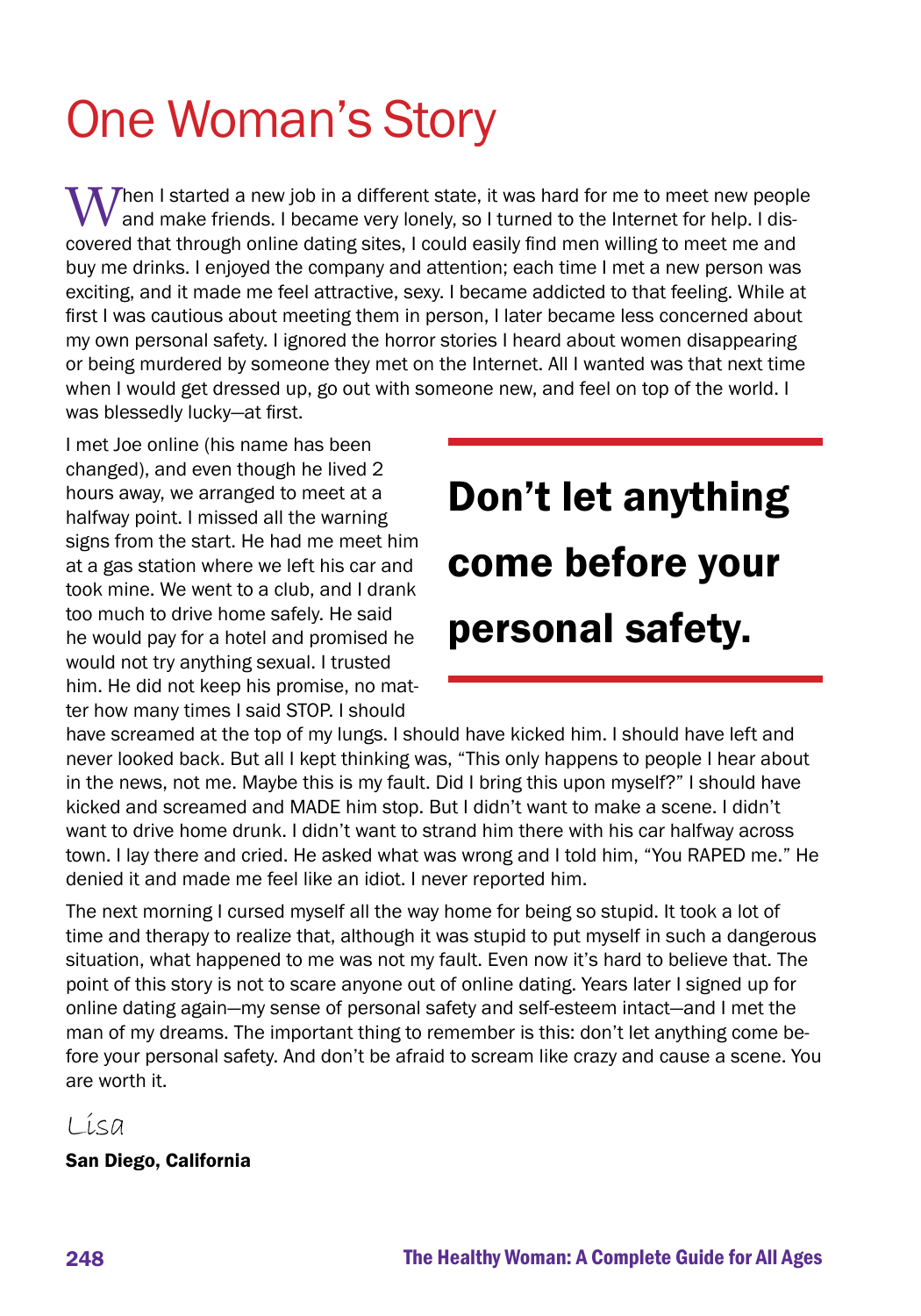# One Woman's Story

When I started a new job in a different state, it was hard for me to meet new people and make friends. I became very lonely, so I turned to the Internet for help. I discovered that through online dating sites, I could easily find men willing to meet me and buy me drinks. I enjoyed the company and attention; each time I met a new person was exciting, and it made me feel attractive, sexy. I became addicted to that feeling. While at first I was cautious about meeting them in person, I later became less concerned about my own personal safety. I ignored the horror stories I heard about women disappearing or being murdered by someone they met on the Internet. All I wanted was that next time when I would get dressed up, go out with someone new, and feel on top of the world. I was blessedly lucky—at first.

**Don't let anything come before your personal safety.**

I met Joe online (his name has been changed), and even though he lived 2 hours away, we arranged to meet at a halfway point. I missed all the warning signs from the start. He had me meet him at a gas station where we left his car and took mine. We went to a club, and I drank too much to drive home safely. He said he would pay for a hotel and promised he would not try anything sexual. I trusted him. He did not keep his promise, no matter how many times I said STOP. I should have screamed at the top of my lungs. I should have kicked him. I should have left and never looked back. But all I kept thinking was, "This only happens to people I hear about in the news, not me. Maybe this is my fault. Did I bring this upon myself?" I should have kicked and screamed and MADE him stop. But I didn't want to make a scene. I didn't want to drive home drunk. I didn't want to strand him there with his car halfway across town. I lay there and cried. He asked what was wrong and I told him, "You RAPED me." He denied it and made me feel like an idiot. I never reported him.

The next morning I cursed myself all the way home for being so stupid. It took a lot of time and therapy to realize that, although it was stupid to put myself in such a dangerous situation, what happened to me was not my fault. Even now it's hard to believe that. The point of this story is not to scare anyone out of online dating. Years later I signed up for online dating again—my sense of personal safety and self-esteem intact—and I met the man of my dreams. The important thing to remember is this: don't let anything come before your personal safety. And don't be afraid to scream like crazy and cause a scene. You are worth it.

*Lisa*

**San Diego, California**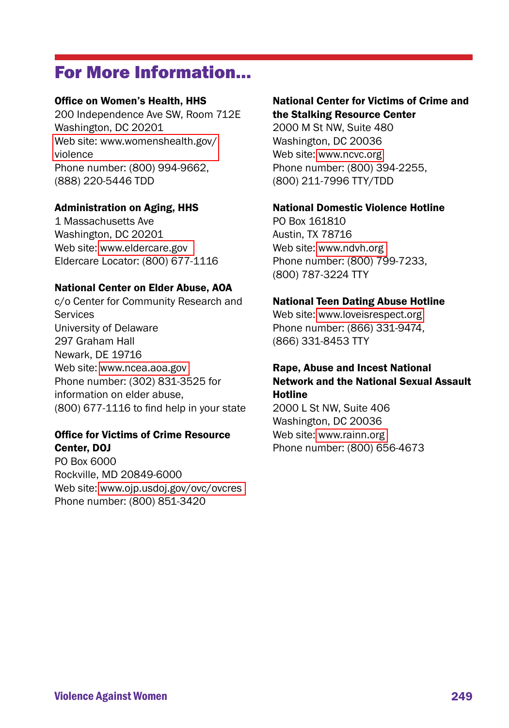## For More Information...

**Office on Women's Health, HHS**
200 Independence Ave SW, Room 712E
Washington, DC 20201
Web site: www.womenshealth.gov/violence
Phone number: (800) 994-9662,
(888) 220-5446 TDD

**Administration on Aging, HHS**
1 Massachusetts Ave
Washington, DC 20201
Web site: www.eldercare.gov
Eldercare Locator: (800) 677-1116

**National Center on Elder Abuse, AOA**
c/o Center for Community Research and Services
University of Delaware
297 Graham Hall
Newark, DE 19716
Web site: www.ncea.aoa.gov
Phone number: (302) 831-3525 for information on elder abuse,
(800) 677-1116 to find help in your state

**Office for Victims of Crime Resource Center, DOJ**
PO Box 6000
Rockville, MD 20849-6000
Web site: www.ojp.usdoj.gov/ovc/ovcres
Phone number: (800) 851-3420

**National Center for Victims of Crime and the Stalking Resource Center**
2000 M St NW, Suite 480
Washington, DC 20036
Web site: www.ncvc.org
Phone number: (800) 394-2255,
(800) 211-7996 TTY/TDD

**National Domestic Violence Hotline**
PO Box 161810
Austin, TX 78716
Web site: www.ndvh.org
Phone number: (800) 799-7233,
(800) 787-3224 TTY

**National Teen Dating Abuse Hotline**
Web site: www.loveisrespect.org
Phone number: (866) 331-9474,
(866) 331-8453 TTY

**Rape, Abuse and Incest National Network and the National Sexual Assault Hotline**
2000 L St NW, Suite 406
Washington, DC 20036
Web site: www.rainn.org
Phone number: (800) 656-4673